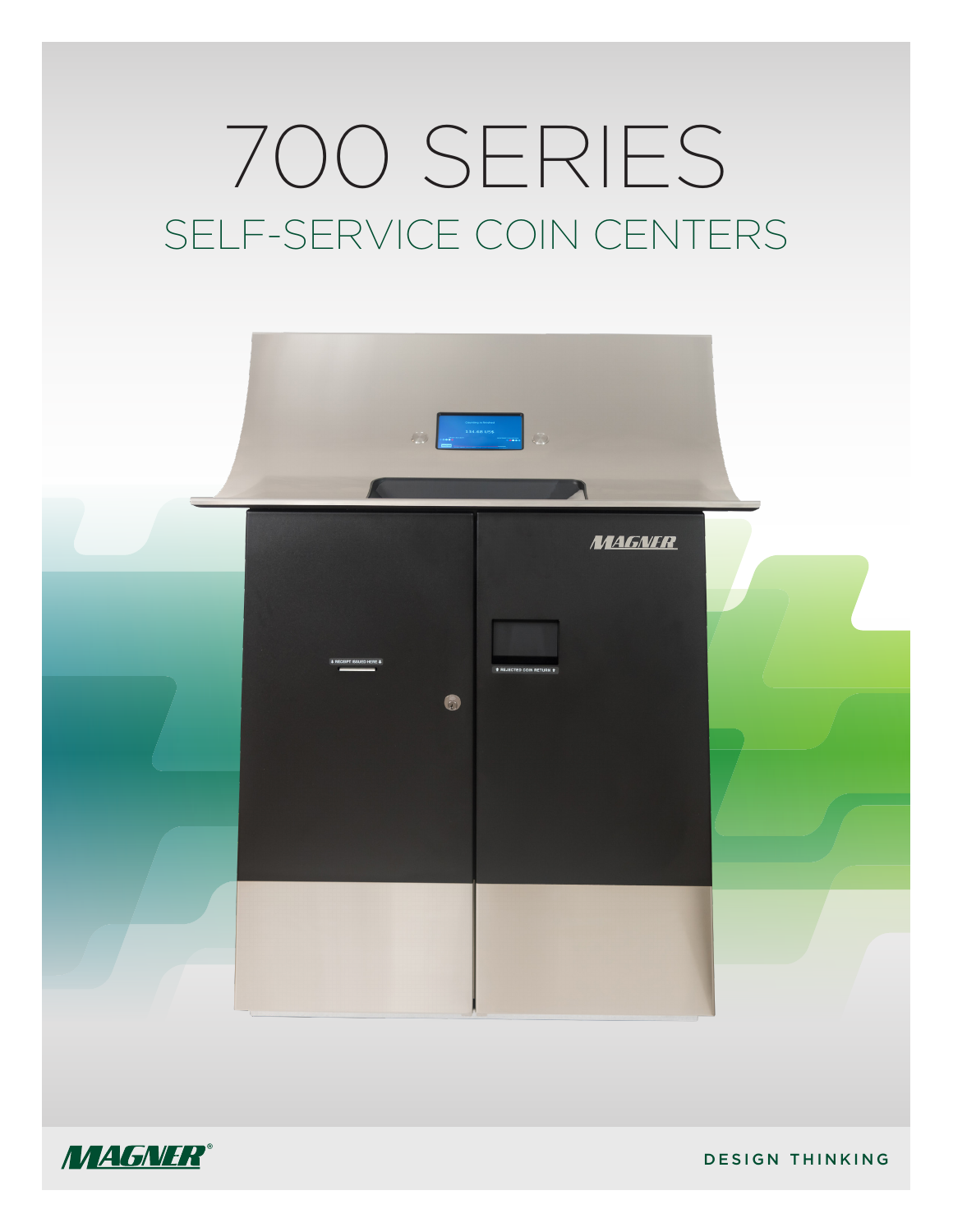# 700 SERIES

## SELF-SERVICE COIN CENTERS

MAGNER

DESIGN THINKING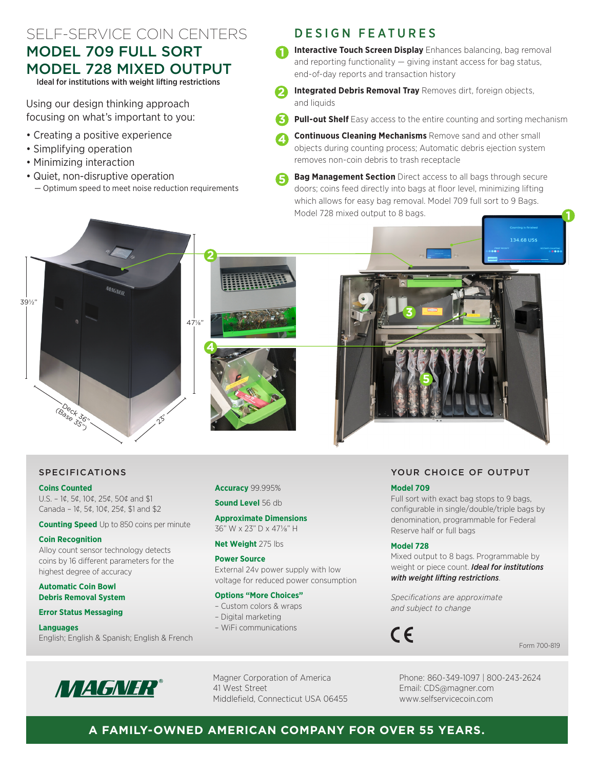SELF-SERVICE COIN CENTERS

# MODEL 709 FULL SORT
# MODEL 728 MIXED OUTPUT

Ideal for institutions with weight lifting restrictions

Using our design thinking approach focusing on what's important to you:

- Creating a positive experience
- Simplifying operation
- Minimizing interaction
- Quiet, non-disruptive operation
  — Optimum speed to meet noise reduction requirements

## DESIGN FEATURES

1. **Interactive Touch Screen Display** Enhances balancing, bag removal and reporting functionality — giving instant access for bag status, end-of-day reports and transaction history
2. **Integrated Debris Removal Tray** Removes dirt, foreign objects, and liquids
3. **Pull-out Shelf** Easy access to the entire counting and sorting mechanism
4. **Continuous Cleaning Mechanisms** Remove sand and other small objects during counting process; Automatic debris ejection system removes non-coin debris to trash receptacle
5. **Bag Management Section** Direct access to all bags through secure doors; coins feed directly into bags at floor level, minimizing lifting which allows for easy bag removal. Model 709 full sort to 9 Bags. Model 728 mixed output to 8 bags.

39½"

47⅛"

Deck 36" (Base 35")

23"

Counting is finished

134.68 US$

## SPECIFICATIONS

**Coins Counted**
U.S. – 1¢, 5¢, 10¢, 25¢, 50¢ and $1
Canada – 1¢, 5¢, 10¢, 25¢, $1 and $2

**Counting Speed** Up to 850 coins per minute

**Coin Recognition**
Alloy count sensor technology detects coins by 16 different parameters for the highest degree of accuracy

**Automatic Coin Bowl**

**Debris Removal System**

**Error Status Messaging**

**Languages**
English; English & Spanish; English & French

**Accuracy** 99.995%

**Sound Level** 56 db

**Approximate Dimensions**
36" W x 23" D x 47⅛" H

**Net Weight** 275 lbs

**Power Source**
External 24v power supply with low voltage for reduced power consumption

**Options "More Choices"**
- Custom colors & wraps
- Digital marketing
- WiFi communications

## YOUR CHOICE OF OUTPUT

**Model 709**
Full sort with exact bag stops to 9 bags, configurable in single/double/triple bags by denomination, programmable for Federal Reserve half or full bags

**Model 728**
Mixed output to 8 bags. Programmable by weight or piece count. ***Ideal for institutions with weight lifting restrictions***.

*Specifications are approximate and subject to change*

CE

Form 700-819

MAGNER®

Magner Corporation of America
41 West Street
Middlefield, Connecticut USA 06455

Phone: 860-349-1097 | 800-243-2624
Email: CDS@magner.com
www.selfservicecoin.com

**A FAMILY-OWNED AMERICAN COMPANY FOR OVER 55 YEARS.**